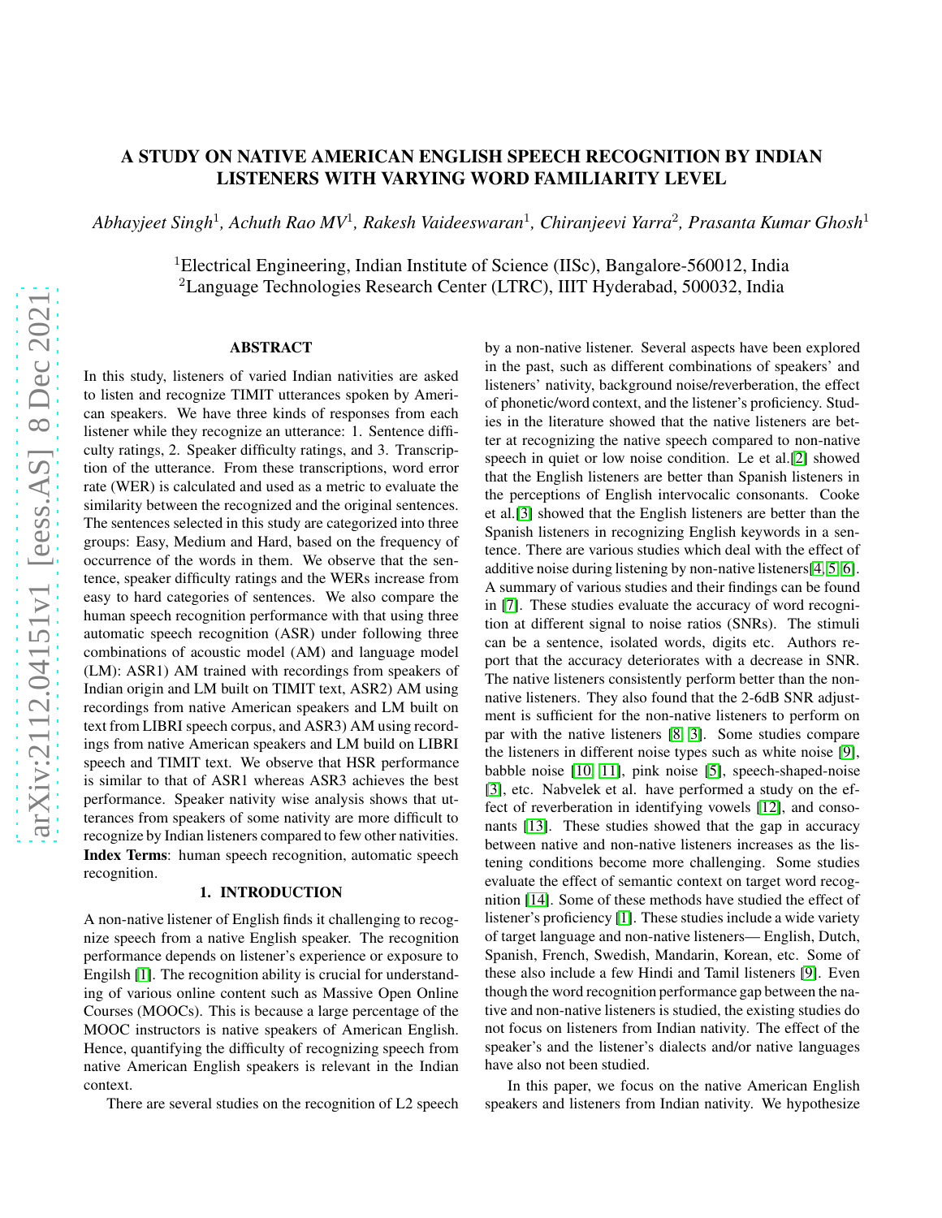# A STUDY ON NATIVE AMERICAN ENGLISH SPEECH RECOGNITION BY INDIAN LISTENERS WITH VARYING WORD FAMILIARITY LEVEL

*Abhayjeet Singh*[1], *Achuth Rao MV*[1], *Rakesh Vaideeswaran*[1], *Chiranjeevi Yarra*[2], *Prasanta Kumar Ghosh*[1]

[1]Electrical Engineering, Indian Institute of Science (IISc), Bangalore-560012, India
[2]Language Technologies Research Center (LTRC), IIIT Hyderabad, 500032, India

## ABSTRACT

In this study, listeners of varied Indian nativities are asked to listen and recognize TIMIT utterances spoken by American speakers. We have three kinds of responses from each listener while they recognize an utterance: 1. Sentence difficulty ratings, 2. Speaker difficulty ratings, and 3. Transcription of the utterance. From these transcriptions, word error rate (WER) is calculated and used as a metric to evaluate the similarity between the recognized and the original sentences. The sentences selected in this study are categorized into three groups: Easy, Medium and Hard, based on the frequency of occurrence of the words in them. We observe that the sentence, speaker difficulty ratings and the WERs increase from easy to hard categories of sentences. We also compare the human speech recognition performance with that using three automatic speech recognition (ASR) under following three combinations of acoustic model (AM) and language model (LM): ASR1) AM trained with recordings from speakers of Indian origin and LM built on TIMIT text, ASR2) AM using recordings from native American speakers and LM built on text from LIBRI speech corpus, and ASR3) AM using recordings from native American speakers and LM build on LIBRI speech and TIMIT text. We observe that HSR performance is similar to that of ASR1 whereas ASR3 achieves the best performance. Speaker nativity wise analysis shows that utterances from speakers of some nativity are more difficult to recognize by Indian listeners compared to few other nativities.

**Index Terms**: human speech recognition, automatic speech recognition.

## 1. INTRODUCTION

A non-native listener of English finds it challenging to recognize speech from a native English speaker. The recognition performance depends on listener's experience or exposure to Engilsh [1]. The recognition ability is crucial for understanding of various online content such as Massive Open Online Courses (MOOCs). This is because a large percentage of the MOOC instructors is native speakers of American English. Hence, quantifying the difficulty of recognizing speech from native American English speakers is relevant in the Indian context.

There are several studies on the recognition of L2 speech by a non-native listener. Several aspects have been explored in the past, such as different combinations of speakers' and listeners' nativity, background noise/reverberation, the effect of phonetic/word context, and the listener's proficiency. Studies in the literature showed that the native listeners are better at recognizing the native speech compared to non-native speech in quiet or low noise condition. Le et al.[2] showed that the English listeners are better than Spanish listeners in the perceptions of English intervocalic consonants. Cooke et al.[3] showed that the English listeners are better than the Spanish listeners in recognizing English keywords in a sentence. There are various studies which deal with the effect of additive noise during listening by non-native listeners[4, 5, 6]. A summary of various studies and their findings can be found in [7]. These studies evaluate the accuracy of word recognition at different signal to noise ratios (SNRs). The stimuli can be a sentence, isolated words, digits etc. Authors report that the accuracy deteriorates with a decrease in SNR. The native listeners consistently perform better than the non-native listeners. They also found that the 2-6dB SNR adjustment is sufficient for the non-native listeners to perform on par with the native listeners [8, 3]. Some studies compare the listeners in different noise types such as white noise [9], babble noise [10, 11], pink noise [5], speech-shaped-noise [3], etc. Nabvelek et al. have performed a study on the effect of reverberation in identifying vowels [12], and consonants [13]. These studies showed that the gap in accuracy between native and non-native listeners increases as the listening conditions become more challenging. Some studies evaluate the effect of semantic context on target word recognition [14]. Some of these methods have studied the effect of listener's proficiency [1]. These studies include a wide variety of target language and non-native listeners— English, Dutch, Spanish, French, Swedish, Mandarin, Korean, etc. Some of these also include a few Hindi and Tamil listeners [9]. Even though the word recognition performance gap between the native and non-native listeners is studied, the existing studies do not focus on listeners from Indian nativity. The effect of the speaker's and the listener's dialects and/or native languages have also not been studied.

In this paper, we focus on the native American English speakers and listeners from Indian nativity. We hypothesize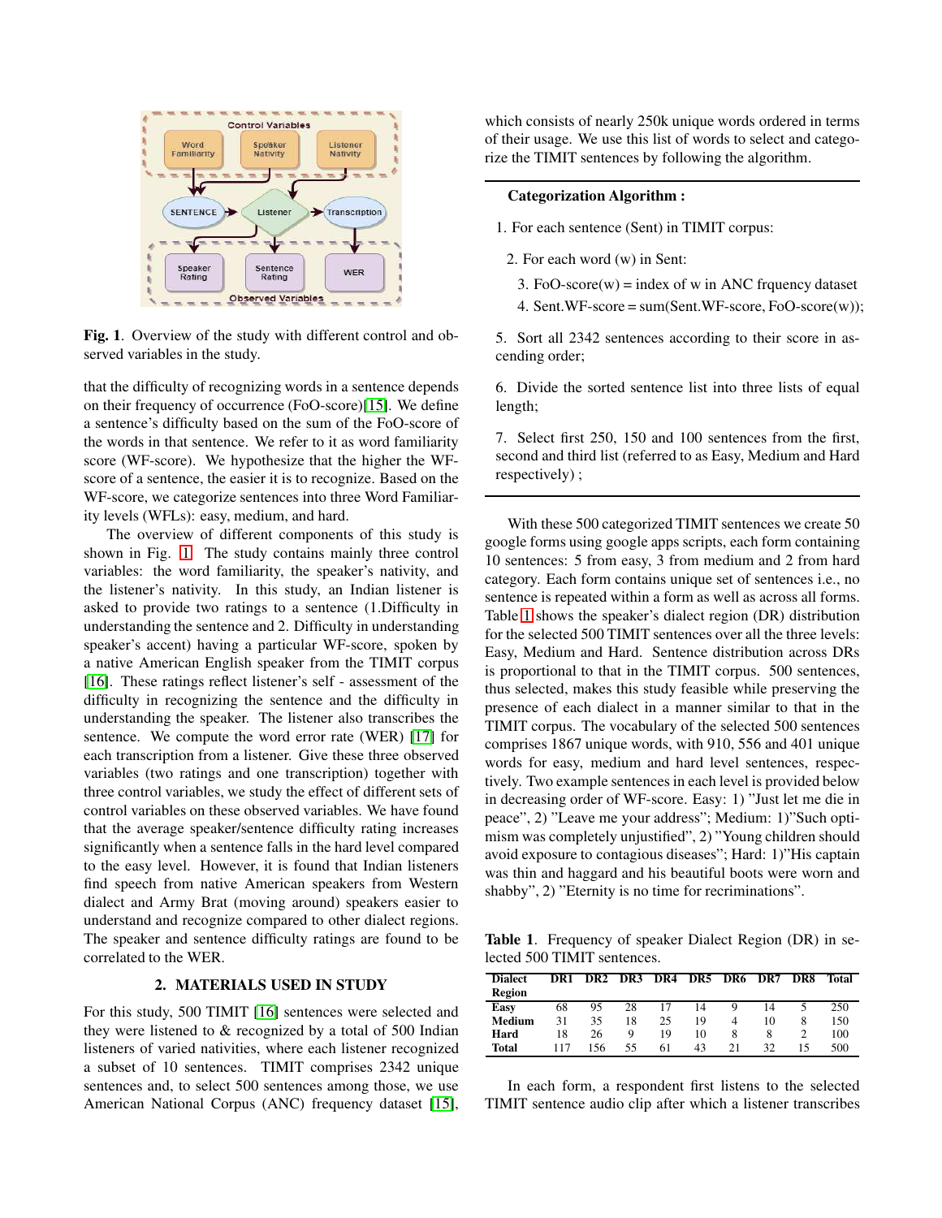**Fig. 1**. Overview of the study with different control and observed variables in the study.

that the difficulty of recognizing words in a sentence depends on their frequency of occurrence (FoO-score)[15]. We define a sentence's difficulty based on the sum of the FoO-score of the words in that sentence. We refer to it as word familiarity score (WF-score). We hypothesize that the higher the WF-score of a sentence, the easier it is to recognize. Based on the WF-score, we categorize sentences into three Word Familiarity Levels (WFLs): easy, medium, and hard.

The overview of different components of this study is shown in Fig. 1. The study contains mainly three control variables: the word familiarity, the speaker's nativity, and the listener's nativity. In this study, an Indian listener is asked to provide two ratings to a sentence (1.Difficulty in understanding the sentence and 2. Difficulty in understanding speaker's accent) having a particular WF-score, spoken by a native American English speaker from the TIMIT corpus [16]. These ratings reflect listener's self - assessment of the difficulty in recognizing the sentence and the difficulty in understanding the speaker. The listener also transcribes the sentence. We compute the word error rate (WER) [17] for each transcription from a listener. Give these three observed variables (two ratings and one transcription) together with three control variables, we study the effect of different sets of control variables on these observed variables. We have found that the average speaker/sentence difficulty rating increases significantly when a sentence falls in the hard level compared to the easy level. However, it is found that Indian listeners find speech from native American speakers from Western dialect and Army Brat (moving around) speakers easier to understand and recognize compared to other dialect regions. The speaker and sentence difficulty ratings are found to be correlated to the WER.

## 2. MATERIALS USED IN STUDY

For this study, 500 TIMIT [16] sentences were selected and they were listened to & recognized by a total of 500 Indian listeners of varied nativities, where each listener recognized a subset of 10 sentences. TIMIT comprises 2342 unique sentences and, to select 500 sentences among those, we use American National Corpus (ANC) frequency dataset [15], which consists of nearly 250k unique words ordered in terms of their usage. We use this list of words to select and categorize the TIMIT sentences by following the algorithm.

---

**Categorization Algorithm :**

1. For each sentence (Sent) in TIMIT corpus:
   2. For each word (w) in Sent:
      3. FoO-score(w) = index of w in ANC frquency dataset
      4. Sent.WF-score = sum(Sent.WF-score, FoO-score(w));
5. Sort all 2342 sentences according to their score in ascending order;
6. Divide the sorted sentence list into three lists of equal length;
7. Select first 250, 150 and 100 sentences from the first, second and third list (referred to as Easy, Medium and Hard respectively) ;

---

With these 500 categorized TIMIT sentences we create 50 google forms using google apps scripts, each form containing 10 sentences: 5 from easy, 3 from medium and 2 from hard category. Each form contains unique set of sentences i.e., no sentence is repeated within a form as well as across all forms. Table 1 shows the speaker's dialect region (DR) distribution for the selected 500 TIMIT sentences over all the three levels: Easy, Medium and Hard. Sentence distribution across DRs is proportional to that in the TIMIT corpus. 500 sentences, thus selected, makes this study feasible while preserving the presence of each dialect in a manner similar to that in the TIMIT corpus. The vocabulary of the selected 500 sentences comprises 1867 unique words, with 910, 556 and 401 unique words for easy, medium and hard level sentences, respectively. Two example sentences in each level is provided below in decreasing order of WF-score. Easy: 1) "Just let me die in peace", 2) "Leave me your address"; Medium: 1)"Such optimism was completely unjustified", 2) "Young children should avoid exposure to contagious diseases"; Hard: 1)"His captain was thin and haggard and his beautiful boots were worn and shabby", 2) "Eternity is no time for recriminations".

**Table 1**. Frequency of speaker Dialect Region (DR) in selected 500 TIMIT sentences.

| Dialect Region | DR1 | DR2 | DR3 | DR4 | DR5 | DR6 | DR7 | DR8 | Total |
|---|---|---|---|---|---|---|---|---|---|
| **Easy** | 68 | 95 | 28 | 17 | 14 | 9 | 14 | 5 | 250 |
| **Medium** | 31 | 35 | 18 | 25 | 19 | 4 | 10 | 8 | 150 |
| **Hard** | 18 | 26 | 9 | 19 | 10 | 8 | 8 | 2 | 100 |
| **Total** | 117 | 156 | 55 | 61 | 43 | 21 | 32 | 15 | 500 |

In each form, a respondent first listens to the selected TIMIT sentence audio clip after which a listener transcribes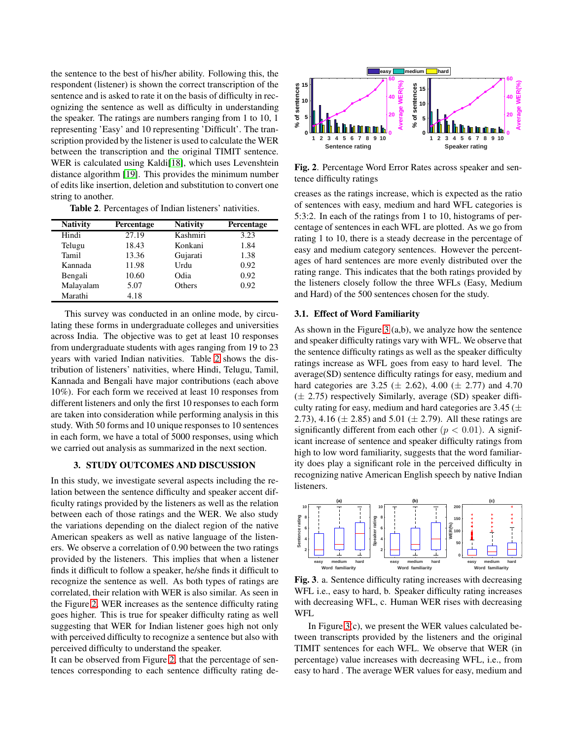the sentence to the best of his/her ability. Following this, the respondent (listener) is shown the correct transcription of the sentence and is asked to rate it on the basis of difficulty in recognizing the sentence as well as difficulty in understanding the speaker. The ratings are numbers ranging from 1 to 10, 1 representing 'Easy' and 10 representing 'Difficult'. The transcription provided by the listener is used to calculate the WER between the transcription and the original TIMIT sentence. WER is calculated using Kaldi[18], which uses Levenshtein distance algorithm [19]. This provides the minimum number of edits like insertion, deletion and substitution to convert one string to another.

**Table 2**. Percentages of Indian listeners' nativities.

| Nativity | Percentage | Nativity | Percentage |
|---|---|---|---|
| Hindi | 27.19 | Kashmiri | 3.23 |
| Telugu | 18.43 | Konkani | 1.84 |
| Tamil | 13.36 | Gujarati | 1.38 |
| Kannada | 11.98 | Urdu | 0.92 |
| Bengali | 10.60 | Odia | 0.92 |
| Malayalam | 5.07 | Others | 0.92 |
| Marathi | 4.18 | | |

This survey was conducted in an online mode, by circulating these forms in undergraduate colleges and universities across India. The objective was to get at least 10 responses from undergraduate students with ages ranging from 19 to 23 years with varied Indian nativities. Table 2 shows the distribution of listeners' nativities, where Hindi, Telugu, Tamil, Kannada and Bengali have major contributions (each above 10%). For each form we received at least 10 responses from different listeners and only the first 10 responses to each form are taken into consideration while performing analysis in this study. With 50 forms and 10 unique responses to 10 sentences in each form, we have a total of 5000 responses, using which we carried out analysis as summarized in the next section.

## 3. STUDY OUTCOMES AND DISCUSSION

In this study, we investigate several aspects including the relation between the sentence difficulty and speaker accent difficulty ratings provided by the listeners as well as the relation between each of those ratings and the WER. We also study the variations depending on the dialect region of the native American speakers as well as native language of the listeners. We observe a correlation of 0.90 between the two ratings provided by the listeners. This implies that when a listener finds it difficult to follow a speaker, he/she finds it difficult to recognize the sentence as well. As both types of ratings are correlated, their relation with WER is also similar. As seen in the Figure 2, WER increases as the sentence difficulty rating goes higher. This is true for speaker difficulty rating as well suggesting that WER for Indian listener goes high not only with perceived difficulty to recognize a sentence but also with perceived difficulty to understand the speaker.

It can be observed from Figure 2, that the percentage of sentences corresponding to each sentence difficulty rating decreases as the ratings increase, which is expected as the ratio of sentences with easy, medium and hard WFL categories is 5:3:2. In each of the ratings from 1 to 10, histograms of percentage of sentences in each WFL are plotted. As we go from rating 1 to 10, there is a steady decrease in the percentage of easy and medium category sentences. However the percentages of hard sentences are more evenly distributed over the rating range. This indicates that the both ratings provided by the listeners closely follow the three WFLs (Easy, Medium and Hard) of the 500 sentences chosen for the study.

**Fig. 2**. Percentage Word Error Rates across speaker and sentence difficulty ratings

### 3.1. Effect of Word Familiarity

As shown in the Figure 3 (a,b), we analyze how the sentence and speaker difficulty ratings vary with WFL. We observe that the sentence difficulty ratings as well as the speaker difficulty ratings increase as WFL goes from easy to hard level. The average(SD) sentence difficulty ratings for easy, medium and hard categories are 3.25 ($\pm$ 2.62), 4.00 ($\pm$ 2.77) and 4.70 ($\pm$ 2.75) respectively Similarly, average (SD) speaker difficulty rating for easy, medium and hard categories are 3.45 ($\pm$ 2.73), 4.16 ($\pm$ 2.85) and 5.01 ($\pm$ 2.79). All these ratings are significantly different from each other ($p < 0.01$). A significant increase of sentence and speaker difficulty ratings from high to low word familiarity, suggests that the word familiarity does play a significant role in the perceived difficulty in recognizing native American English speech by native Indian listeners.

**Fig. 3**. a. Sentence difficulty rating increases with decreasing WFL i.e., easy to hard, b. Speaker difficulty rating increases with decreasing WFL, c. Human WER rises with decreasing WFL

In Figure 3(c), we present the WER values calculated between transcripts provided by the listeners and the original TIMIT sentences for each WFL. We observe that WER (in percentage) value increases with decreasing WFL, i.e., from easy to hard . The average WER values for easy, medium and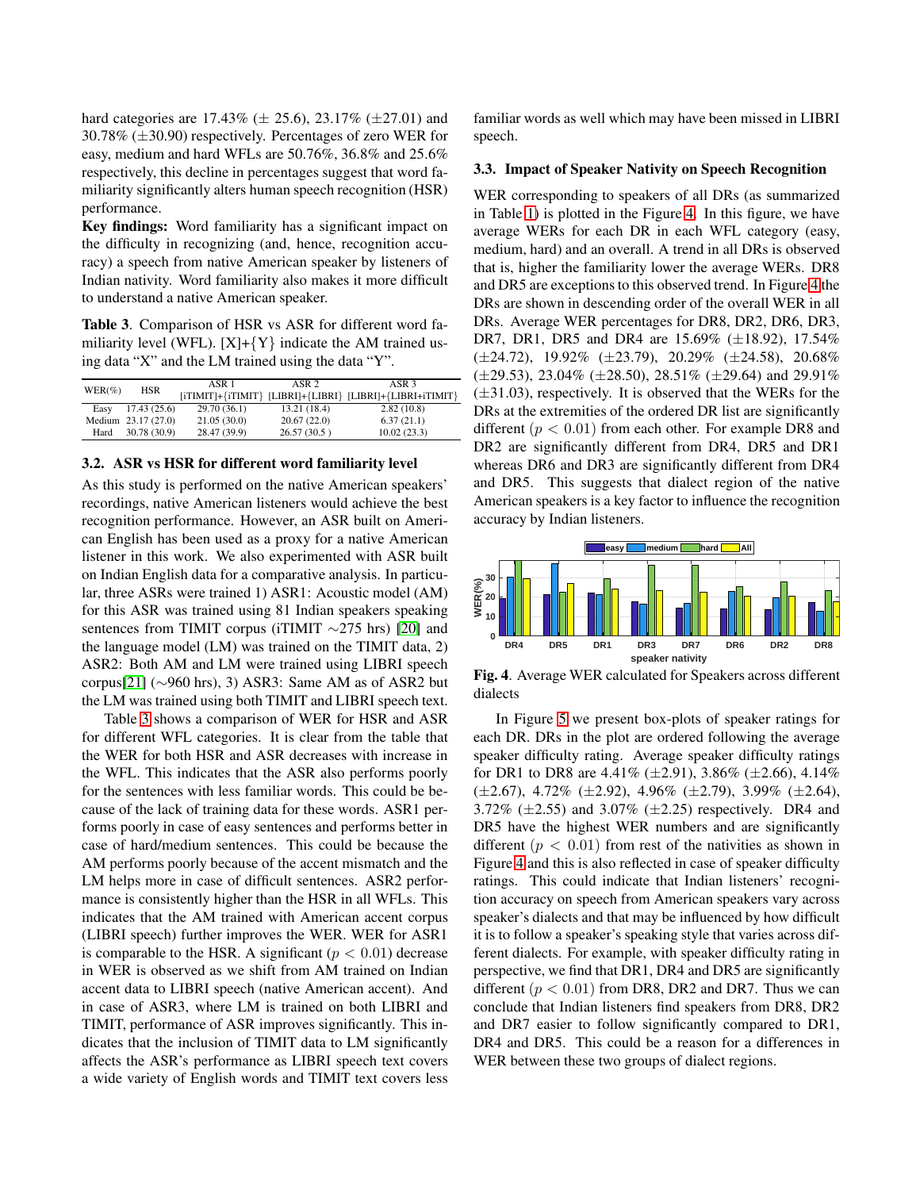hard categories are 17.43% (± 25.6), 23.17% (±27.01) and 30.78% (±30.90) respectively. Percentages of zero WER for easy, medium and hard WFLs are 50.76%, 36.8% and 25.6% respectively, this decline in percentages suggest that word familiarity significantly alters human speech recognition (HSR) performance.

**Key findings:** Word familiarity has a significant impact on the difficulty in recognizing (and, hence, recognition accuracy) a speech from native American speaker by listeners of Indian nativity. Word familiarity also makes it more difficult to understand a native American speaker.

**Table 3**. Comparison of HSR vs ASR for different word familiarity level (WFL). [X]+{Y} indicate the AM trained using data "X" and the LM trained using the data "Y".

| WER(%) | HSR | ASR 1 [iTIMIT]+{iTIMIT} | ASR 2 [LIBRI]+{LIBRI} | ASR 3 [LIBRI]+{LIBRI+iTIMIT} |
|---|---|---|---|---|
| Easy | 17.43 (25.6) | 29.70 (36.1) | 13.21 (18.4) | 2.82 (10.8) |
| Medium | 23.17 (27.0) | 21.05 (30.0) | 20.67 (22.0) | 6.37 (21.1) |
| Hard | 30.78 (30.9) | 28.47 (39.9) | 26.57 (30.5 ) | 10.02 (23.3) |

### 3.2. ASR vs HSR for different word familiarity level

As this study is performed on the native American speakers' recordings, native American listeners would achieve the best recognition performance. However, an ASR built on American English has been used as a proxy for a native American listener in this work. We also experimented with ASR built on Indian English data for a comparative analysis. In particular, three ASRs were trained 1) ASR1: Acoustic model (AM) for this ASR was trained using 81 Indian speakers speaking sentences from TIMIT corpus (iTIMIT ∼275 hrs) [20] and the language model (LM) was trained on the TIMIT data, 2) ASR2: Both AM and LM were trained using LIBRI speech corpus[21] (∼960 hrs), 3) ASR3: Same AM as of ASR2 but the LM was trained using both TIMIT and LIBRI speech text.

Table 3 shows a comparison of WER for HSR and ASR for different WFL categories. It is clear from the table that the WER for both HSR and ASR decreases with increase in the WFL. This indicates that the ASR also performs poorly for the sentences with less familiar words. This could be because of the lack of training data for these words. ASR1 performs poorly in case of easy sentences and performs better in case of hard/medium sentences. This could be because the AM performs poorly because of the accent mismatch and the LM helps more in case of difficult sentences. ASR2 performance is consistently higher than the HSR in all WFLs. This indicates that the AM trained with American accent corpus (LIBRI speech) further improves the WER. WER for ASR1 is comparable to the HSR. A significant ($p < 0.01$) decrease in WER is observed as we shift from AM trained on Indian accent data to LIBRI speech (native American accent). And in case of ASR3, where LM is trained on both LIBRI and TIMIT, performance of ASR improves significantly. This indicates that the inclusion of TIMIT data to LM significantly affects the ASR's performance as LIBRI speech text covers a wide variety of English words and TIMIT text covers less familiar words as well which may have been missed in LIBRI speech.

### 3.3. Impact of Speaker Nativity on Speech Recognition

WER corresponding to speakers of all DRs (as summarized in Table 1) is plotted in the Figure 4. In this figure, we have average WERs for each DR in each WFL category (easy, medium, hard) and an overall. A trend in all DRs is observed that is, higher the familiarity lower the average WERs. DR8 and DR5 are exceptions to this observed trend. In Figure 4 the DRs are shown in descending order of the overall WER in all DRs. Average WER percentages for DR8, DR2, DR6, DR3, DR7, DR1, DR5 and DR4 are 15.69% (±18.92), 17.54% (±24.72), 19.92% (±23.79), 20.29% (±24.58), 20.68% (±29.53), 23.04% (±28.50), 28.51% (±29.64) and 29.91% (±31.03), respectively. It is observed that the WERs for the DRs at the extremities of the ordered DR list are significantly different ($p < 0.01$) from each other. For example DR8 and DR2 are significantly different from DR4, DR5 and DR1 whereas DR6 and DR3 are significantly different from DR4 and DR5. This suggests that dialect region of the native American speakers is a key factor to influence the recognition accuracy by Indian listeners.

**Fig. 4**. Average WER calculated for Speakers across different dialects

In Figure 5 we present box-plots of speaker ratings for each DR. DRs in the plot are ordered following the average speaker difficulty rating. Average speaker difficulty ratings for DR1 to DR8 are 4.41% (±2.91), 3.86% (±2.66), 4.14% (±2.67), 4.72% (±2.92), 4.96% (±2.79), 3.99% (±2.64), 3.72% (±2.55) and 3.07% (±2.25) respectively. DR4 and DR5 have the highest WER numbers and are significantly different ($p < 0.01$) from rest of the nativities as shown in Figure 4 and this is also reflected in case of speaker difficulty ratings. This could indicate that Indian listeners' recognition accuracy on speech from American speakers vary across speaker's dialects and that may be influenced by how difficult it is to follow a speaker's speaking style that varies across different dialects. For example, with speaker difficulty rating in perspective, we find that DR1, DR4 and DR5 are significantly different ($p < 0.01$) from DR8, DR2 and DR7. Thus we can conclude that Indian listeners find speakers from DR8, DR2 and DR7 easier to follow significantly compared to DR1, DR4 and DR5. This could be a reason for a differences in WER between these two groups of dialect regions.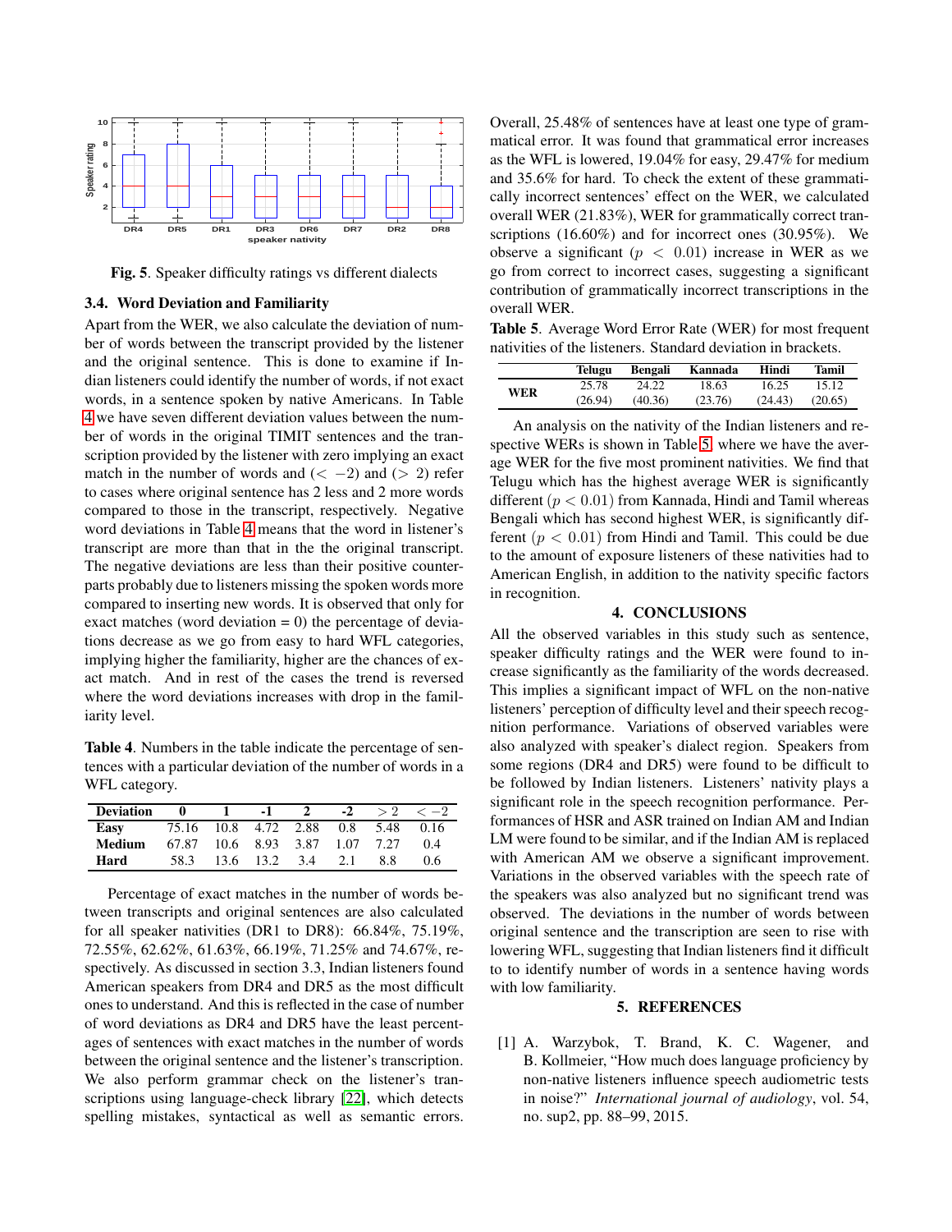Fig. 5. Speaker difficulty ratings vs different dialects

### 3.4. Word Deviation and Familiarity

Apart from the WER, we also calculate the deviation of number of words between the transcript provided by the listener and the original sentence. This is done to examine if Indian listeners could identify the number of words, if not exact words, in a sentence spoken by native Americans. In Table 4 we have seven different deviation values between the number of words in the original TIMIT sentences and the transcription provided by the listener with zero implying an exact match in the number of words and ($< -2$) and ($> 2$) refer to cases where original sentence has 2 less and 2 more words compared to those in the transcript, respectively. Negative word deviations in Table 4 means that the word in listener's transcript are more than that in the the original transcript. The negative deviations are less than their positive counterparts probably due to listeners missing the spoken words more compared to inserting new words. It is observed that only for exact matches (word deviation = 0) the percentage of deviations decrease as we go from easy to hard WFL categories, implying higher the familiarity, higher are the chances of exact match. And in rest of the cases the trend is reversed where the word deviations increases with drop in the familiarity level.

**Table 4**. Numbers in the table indicate the percentage of sentences with a particular deviation of the number of words in a WFL category.

| Deviation | 0 | 1 | -1 | 2 | -2 | $> 2$ | $< -2$ |
|---|---|---|---|---|---|---|---|
| **Easy** | 75.16 | 10.8 | 4.72 | 2.88 | 0.8 | 5.48 | 0.16 |
| **Medium** | 67.87 | 10.6 | 8.93 | 3.87 | 1.07 | 7.27 | 0.4 |
| **Hard** | 58.3 | 13.6 | 13.2 | 3.4 | 2.1 | 8.8 | 0.6 |

Percentage of exact matches in the number of words between transcripts and original sentences are also calculated for all speaker nativities (DR1 to DR8): 66.84%, 75.19%, 72.55%, 62.62%, 61.63%, 66.19%, 71.25% and 74.67%, respectively. As discussed in section 3.3, Indian listeners found American speakers from DR4 and DR5 as the most difficult ones to understand. And this is reflected in the case of number of word deviations as DR4 and DR5 have the least percentages of sentences with exact matches in the number of words between the original sentence and the listener's transcription. We also perform grammar check on the listener's transcriptions using language-check library [22], which detects spelling mistakes, syntactical as well as semantic errors. Overall, 25.48% of sentences have at least one type of grammatical error. It was found that grammatical error increases as the WFL is lowered, 19.04% for easy, 29.47% for medium and 35.6% for hard. To check the extent of these grammatically incorrect sentences' effect on the WER, we calculated overall WER (21.83%), WER for grammatically correct transcriptions (16.60%) and for incorrect ones (30.95%). We observe a significant ($p < 0.01$) increase in WER as we go from correct to incorrect cases, suggesting a significant contribution of grammatically incorrect transcriptions in the overall WER.

**Table 5**. Average Word Error Rate (WER) for most frequent nativities of the listeners. Standard deviation in brackets.

| | Telugu | Bengali | Kannada | Hindi | Tamil |
|---|---|---|---|---|---|
| **WER** | 25.78 (26.94) | 24.22 (40.36) | 18.63 (23.76) | 16.25 (24.43) | 15.12 (20.65) |

An analysis on the nativity of the Indian listeners and respective WERs is shown in Table 5, where we have the average WER for the five most prominent nativities. We find that Telugu which has the highest average WER is significantly different ($p < 0.01$) from Kannada, Hindi and Tamil whereas Bengali which has second highest WER, is significantly different ($p < 0.01$) from Hindi and Tamil. This could be due to the amount of exposure listeners of these nativities had to American English, in addition to the nativity specific factors in recognition.

## 4. CONCLUSIONS

All the observed variables in this study such as sentence, speaker difficulty ratings and the WER were found to increase significantly as the familiarity of the words decreased. This implies a significant impact of WFL on the non-native listeners' perception of difficulty level and their speech recognition performance. Variations of observed variables were also analyzed with speaker's dialect region. Speakers from some regions (DR4 and DR5) were found to be difficult to be followed by Indian listeners. Listeners' nativity plays a significant role in the speech recognition performance. Performances of HSR and ASR trained on Indian AM and Indian LM were found to be similar, and if the Indian AM is replaced with American AM we observe a significant improvement. Variations in the observed variables with the speech rate of the speakers was also analyzed but no significant trend was observed. The deviations in the number of words between original sentence and the transcription are seen to rise with lowering WFL, suggesting that Indian listeners find it difficult to to identify number of words in a sentence having words with low familiarity.

## 5. REFERENCES

[1] A. Warzybok, T. Brand, K. C. Wagener, and B. Kollmeier, "How much does language proficiency by non-native listeners influence speech audiometric tests in noise?" *International journal of audiology*, vol. 54, no. sup2, pp. 88–99, 2015.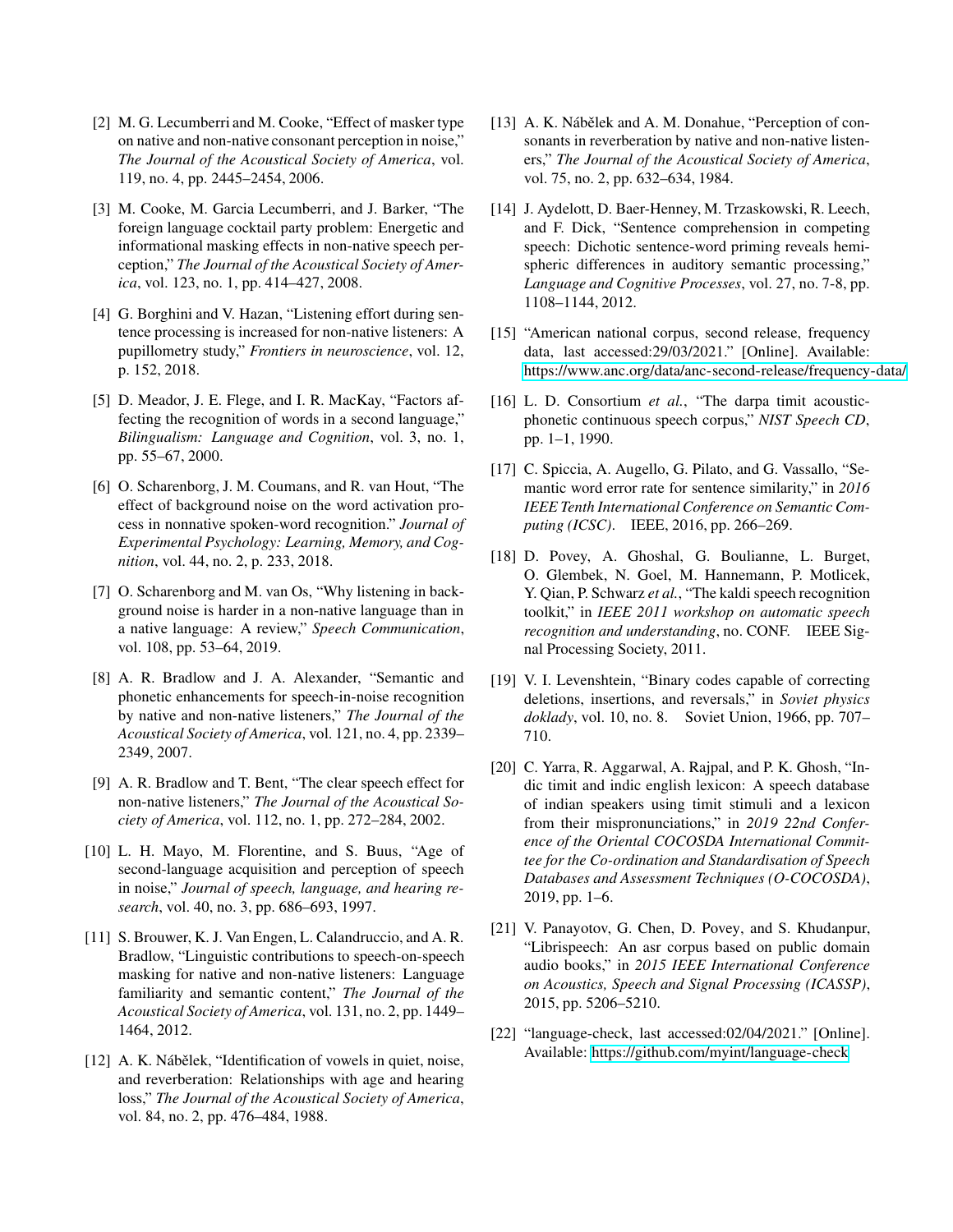[2] M. G. Lecumberri and M. Cooke, "Effect of masker type on native and non-native consonant perception in noise," *The Journal of the Acoustical Society of America*, vol. 119, no. 4, pp. 2445–2454, 2006.

[3] M. Cooke, M. Garcia Lecumberri, and J. Barker, "The foreign language cocktail party problem: Energetic and informational masking effects in non-native speech perception," *The Journal of the Acoustical Society of America*, vol. 123, no. 1, pp. 414–427, 2008.

[4] G. Borghini and V. Hazan, "Listening effort during sentence processing is increased for non-native listeners: A pupillometry study," *Frontiers in neuroscience*, vol. 12, p. 152, 2018.

[5] D. Meador, J. E. Flege, and I. R. MacKay, "Factors affecting the recognition of words in a second language," *Bilingualism: Language and Cognition*, vol. 3, no. 1, pp. 55–67, 2000.

[6] O. Scharenborg, J. M. Coumans, and R. van Hout, "The effect of background noise on the word activation process in nonnative spoken-word recognition." *Journal of Experimental Psychology: Learning, Memory, and Cognition*, vol. 44, no. 2, p. 233, 2018.

[7] O. Scharenborg and M. van Os, "Why listening in background noise is harder in a non-native language than in a native language: A review," *Speech Communication*, vol. 108, pp. 53–64, 2019.

[8] A. R. Bradlow and J. A. Alexander, "Semantic and phonetic enhancements for speech-in-noise recognition by native and non-native listeners," *The Journal of the Acoustical Society of America*, vol. 121, no. 4, pp. 2339–2349, 2007.

[9] A. R. Bradlow and T. Bent, "The clear speech effect for non-native listeners," *The Journal of the Acoustical Society of America*, vol. 112, no. 1, pp. 272–284, 2002.

[10] L. H. Mayo, M. Florentine, and S. Buus, "Age of second-language acquisition and perception of speech in noise," *Journal of speech, language, and hearing research*, vol. 40, no. 3, pp. 686–693, 1997.

[11] S. Brouwer, K. J. Van Engen, L. Calandruccio, and A. R. Bradlow, "Linguistic contributions to speech-on-speech masking for native and non-native listeners: Language familiarity and semantic content," *The Journal of the Acoustical Society of America*, vol. 131, no. 2, pp. 1449–1464, 2012.

[12] A. K. Nábělek, "Identification of vowels in quiet, noise, and reverberation: Relationships with age and hearing loss," *The Journal of the Acoustical Society of America*, vol. 84, no. 2, pp. 476–484, 1988.

[13] A. K. Nábělek and A. M. Donahue, "Perception of consonants in reverberation by native and non-native listeners," *The Journal of the Acoustical Society of America*, vol. 75, no. 2, pp. 632–634, 1984.

[14] J. Aydelott, D. Baer-Henney, M. Trzaskowski, R. Leech, and F. Dick, "Sentence comprehension in competing speech: Dichotic sentence-word priming reveals hemispheric differences in auditory semantic processing," *Language and Cognitive Processes*, vol. 27, no. 7-8, pp. 1108–1144, 2012.

[15] "American national corpus, second release, frequency data, last accessed:29/03/2021." [Online]. Available: https://www.anc.org/data/anc-second-release/frequency-data/

[16] L. D. Consortium *et al.*, "The darpa timit acoustic-phonetic continuous speech corpus," *NIST Speech CD*, pp. 1–1, 1990.

[17] C. Spiccia, A. Augello, G. Pilato, and G. Vassallo, "Semantic word error rate for sentence similarity," in *2016 IEEE Tenth International Conference on Semantic Computing (ICSC)*. IEEE, 2016, pp. 266–269.

[18] D. Povey, A. Ghoshal, G. Boulianne, L. Burget, O. Glembek, N. Goel, M. Hannemann, P. Motlicek, Y. Qian, P. Schwarz *et al.*, "The kaldi speech recognition toolkit," in *IEEE 2011 workshop on automatic speech recognition and understanding*, no. CONF. IEEE Signal Processing Society, 2011.

[19] V. I. Levenshtein, "Binary codes capable of correcting deletions, insertions, and reversals," in *Soviet physics doklady*, vol. 10, no. 8. Soviet Union, 1966, pp. 707–710.

[20] C. Yarra, R. Aggarwal, A. Rajpal, and P. K. Ghosh, "Indic timit and indic english lexicon: A speech database of indian speakers using timit stimuli and a lexicon from their mispronunciations," in *2019 22nd Conference of the Oriental COCOSDA International Committee for the Co-ordination and Standardisation of Speech Databases and Assessment Techniques (O-COCOSDA)*, 2019, pp. 1–6.

[21] V. Panayotov, G. Chen, D. Povey, and S. Khudanpur, "Librispeech: An asr corpus based on public domain audio books," in *2015 IEEE International Conference on Acoustics, Speech and Signal Processing (ICASSP)*, 2015, pp. 5206–5210.

[22] "language-check, last accessed:02/04/2021." [Online]. Available: https://github.com/myint/language-check